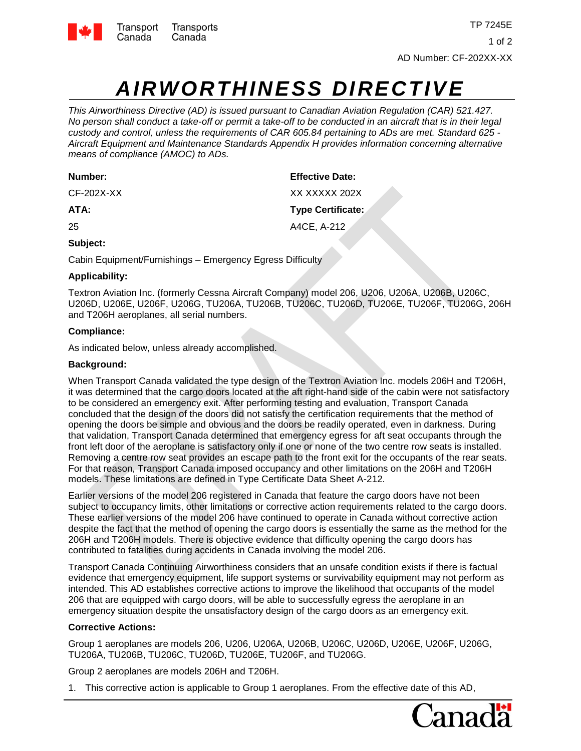AD Number: CF-202XX-XX

# AIRWORTHINESS DIRECTIVE

*This Airworthiness Directive (AD) is issued pursuant to Canadian Aviation Regulation (CAR) 521.427. No person shall conduct a take-off or permit a take-off to be conducted in an aircraft that is in their legal custody and control, unless the requirements of CAR 605.84 pertaining to ADs are met. Standard 625 - Aircraft Equipment and Maintenance Standards Appendix H provides information concerning alternative means of compliance (AMOC) to ADs.*

**Number:**

CF-202X-XX

**Effective Date:**

XX XXXXX 202X

**ATA:**

25

**Type Certificate:**

A4CE, A-212

**Subject:**

Cabin Equipment/Furnishings – Emergency Egress Difficulty

**Applicability:**

Textron Aviation Inc. (formerly Cessna Aircraft Company) model 206, U206, U206A, U206B, U206C, U206D, U206E, U206F, U206G, TU206A, TU206B, TU206C, TU206D, TU206E, TU206F, TU206G, 206H and T206H aeroplanes, all serial numbers.

**Compliance:**

As indicated below, unless already accomplished.

**Background:**

When Transport Canada validated the type design of the Textron Aviation Inc. models 206H and T206H, it was determined that the cargo doors located at the aft right-hand side of the cabin were not satisfactory to be considered an emergency exit. After performing testing and evaluation, Transport Canada concluded that the design of the doors did not satisfy the certification requirements that the method of opening the doors be simple and obvious and the doors be readily operated, even in darkness. During that validation, Transport Canada determined that emergency egress for aft seat occupants through the front left door of the aeroplane is satisfactory only if one or none of the two centre row seats is installed. Removing a centre row seat provides an escape path to the front exit for the occupants of the rear seats. For that reason, Transport Canada imposed occupancy and other limitations on the 206H and T206H models. These limitations are defined in Type Certificate Data Sheet A-212.

Earlier versions of the model 206 registered in Canada that feature the cargo doors have not been subject to occupancy limits, other limitations or corrective action requirements related to the cargo doors. These earlier versions of the model 206 have continued to operate in Canada without corrective action despite the fact that the method of opening the cargo doors is essentially the same as the method for the 206H and T206H models. There is objective evidence that difficulty opening the cargo doors has contributed to fatalities during accidents in Canada involving the model 206.

Transport Canada Continuing Airworthiness considers that an unsafe condition exists if there is factual evidence that emergency equipment, life support systems or survivability equipment may not perform as intended. This AD establishes corrective actions to improve the likelihood that occupants of the model 206 that are equipped with cargo doors, will be able to successfully egress the aeroplane in an emergency situation despite the unsatisfactory design of the cargo doors as an emergency exit.

**Corrective Actions:**

Group 1 aeroplanes are models 206, U206, U206A, U206B, U206C, U206D, U206E, U206F, U206G, TU206A, TU206B, TU206C, TU206D, TU206E, TU206F, and TU206G.

Group 2 aeroplanes are models 206H and T206H.

1. This corrective action is applicable to Group 1 aeroplanes. From the effective date of this AD,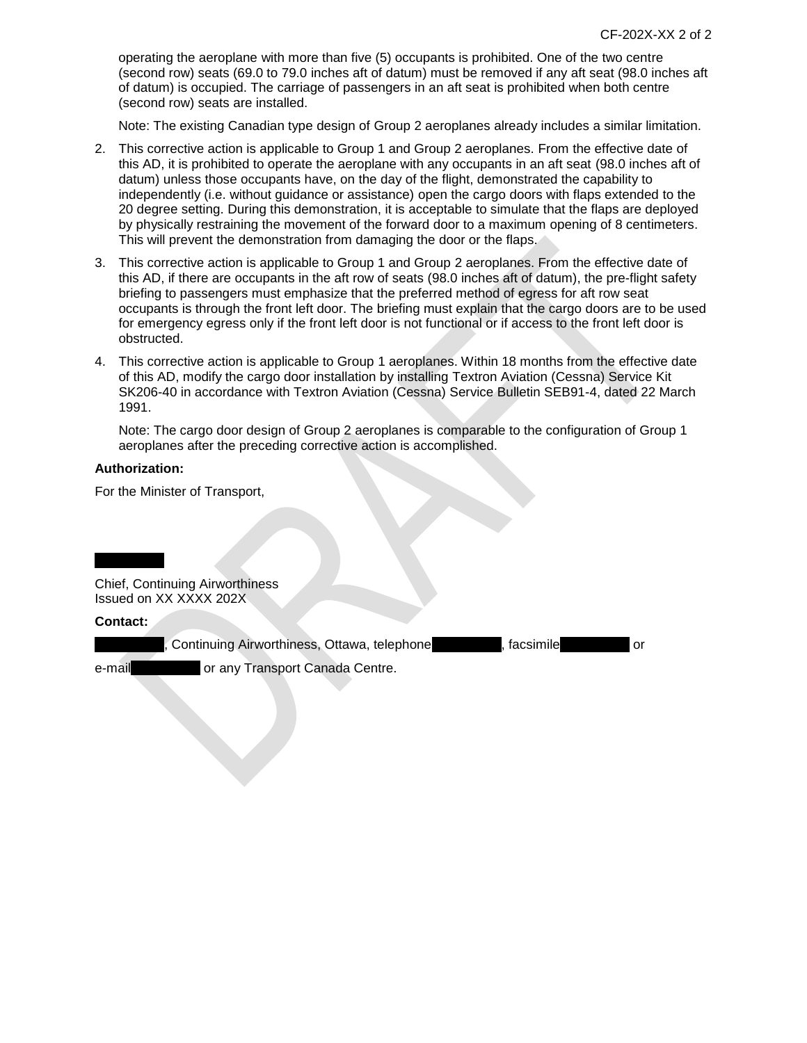operating the aeroplane with more than five (5) occupants is prohibited. One of the two centre (second row) seats (69.0 to 79.0 inches aft of datum) must be removed if any aft seat (98.0 inches aft of datum) is occupied. The carriage of passengers in an aft seat is prohibited when both centre (second row) seats are installed.

Note: The existing Canadian type design of Group 2 aeroplanes already includes a similar limitation.

2. This corrective action is applicable to Group 1 and Group 2 aeroplanes. From the effective date of this AD, it is prohibited to operate the aeroplane with any occupants in an aft seat (98.0 inches aft of datum) unless those occupants have, on the day of the flight, demonstrated the capability to independently (i.e. without guidance or assistance) open the cargo doors with flaps extended to the 20 degree setting. During this demonstration, it is acceptable to simulate that the flaps are deployed by physically restraining the movement of the forward door to a maximum opening of 8 centimeters. This will prevent the demonstration from damaging the door or the flaps.
3. This corrective action is applicable to Group 1 and Group 2 aeroplanes. From the effective date of this AD, if there are occupants in the aft row of seats (98.0 inches aft of datum), the pre-flight safety briefing to passengers must emphasize that the preferred method of egress for aft row seat occupants is through the front left door. The briefing must explain that the cargo doors are to be used for emergency egress only if the front left door is not functional or if access to the front left door is obstructed.
4. This corrective action is applicable to Group 1 aeroplanes. Within 18 months from the effective date of this AD, modify the cargo door installation by installing Textron Aviation (Cessna) Service Kit SK206-40 in accordance with Textron Aviation (Cessna) Service Bulletin SEB91-4, dated 22 March 1991.

   Note: The cargo door design of Group 2 aeroplanes is comparable to the configuration of Group 1 aeroplanes after the preceding corrective action is accomplished.

**Authorization:**

For the Minister of Transport,

Chief, Continuing Airworthiness
Issued on XX XXXX 202X

**Contact:**

, Continuing Airworthiness, Ottawa, telephone , facsimile or

e-mail or any Transport Canada Centre.